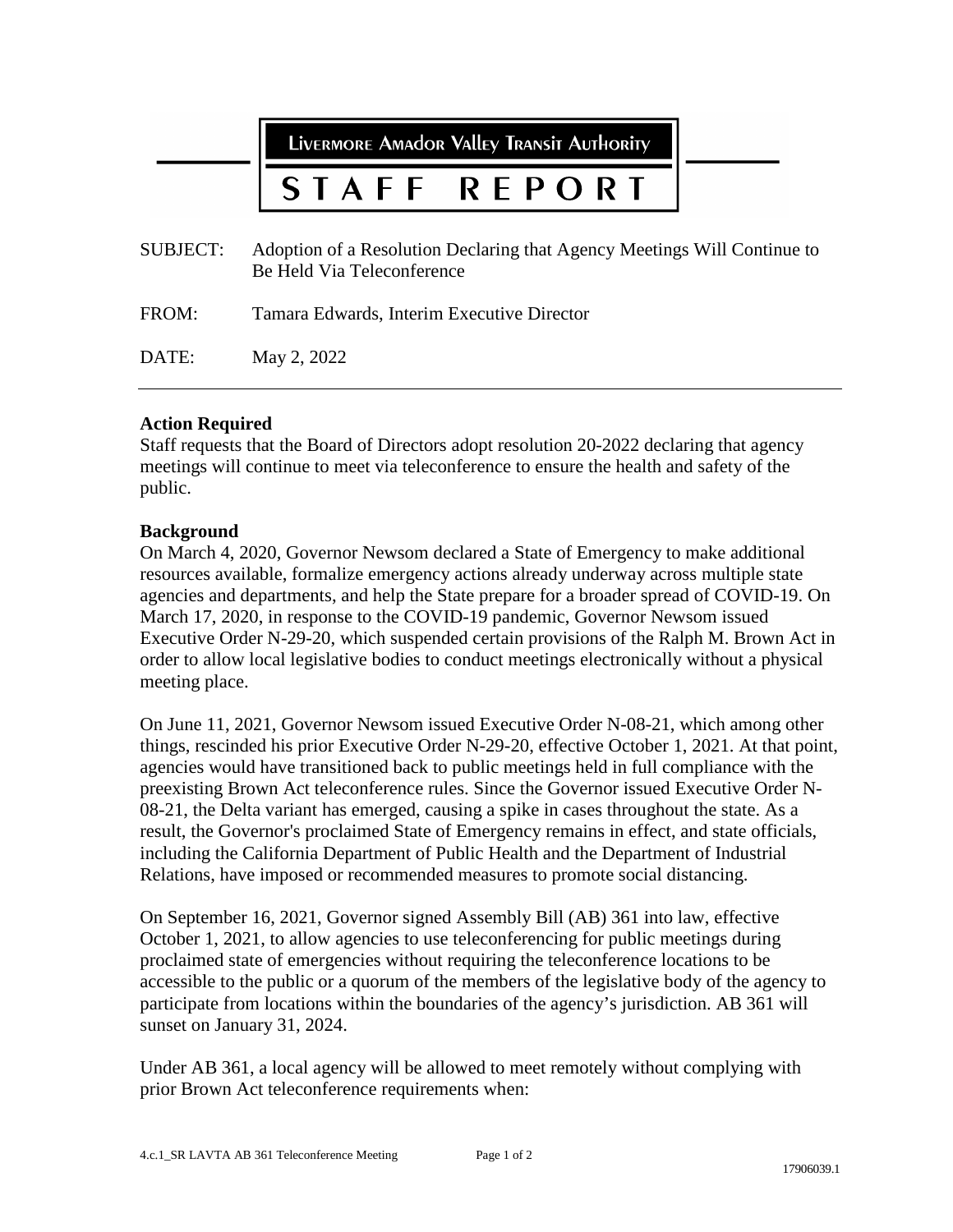# LIVERMORE AMADOR VALLEY TRANSIT AUTHORITY

# STAFF REPORT

SUBJECT: Adoption of a Resolution Declaring that Agency Meetings Will Continue to Be Held Via Teleconference

FROM: Tamara Edwards, Interim Executive Director

DATE: May 2, 2022

---

**Action Required**

Staff requests that the Board of Directors adopt resolution 20-2022 declaring that agency meetings will continue to meet via teleconference to ensure the health and safety of the public.

**Background**

On March 4, 2020, Governor Newsom declared a State of Emergency to make additional resources available, formalize emergency actions already underway across multiple state agencies and departments, and help the State prepare for a broader spread of COVID-19. On March 17, 2020, in response to the COVID-19 pandemic, Governor Newsom issued Executive Order N-29-20, which suspended certain provisions of the Ralph M. Brown Act in order to allow local legislative bodies to conduct meetings electronically without a physical meeting place.

On June 11, 2021, Governor Newsom issued Executive Order N-08-21, which among other things, rescinded his prior Executive Order N-29-20, effective October 1, 2021. At that point, agencies would have transitioned back to public meetings held in full compliance with the preexisting Brown Act teleconference rules. Since the Governor issued Executive Order N-08-21, the Delta variant has emerged, causing a spike in cases throughout the state. As a result, the Governor's proclaimed State of Emergency remains in effect, and state officials, including the California Department of Public Health and the Department of Industrial Relations, have imposed or recommended measures to promote social distancing.

On September 16, 2021, Governor signed Assembly Bill (AB) 361 into law, effective October 1, 2021, to allow agencies to use teleconferencing for public meetings during proclaimed state of emergencies without requiring the teleconference locations to be accessible to the public or a quorum of the members of the legislative body of the agency to participate from locations within the boundaries of the agency's jurisdiction. AB 361 will sunset on January 31, 2024.

Under AB 361, a local agency will be allowed to meet remotely without complying with prior Brown Act teleconference requirements when: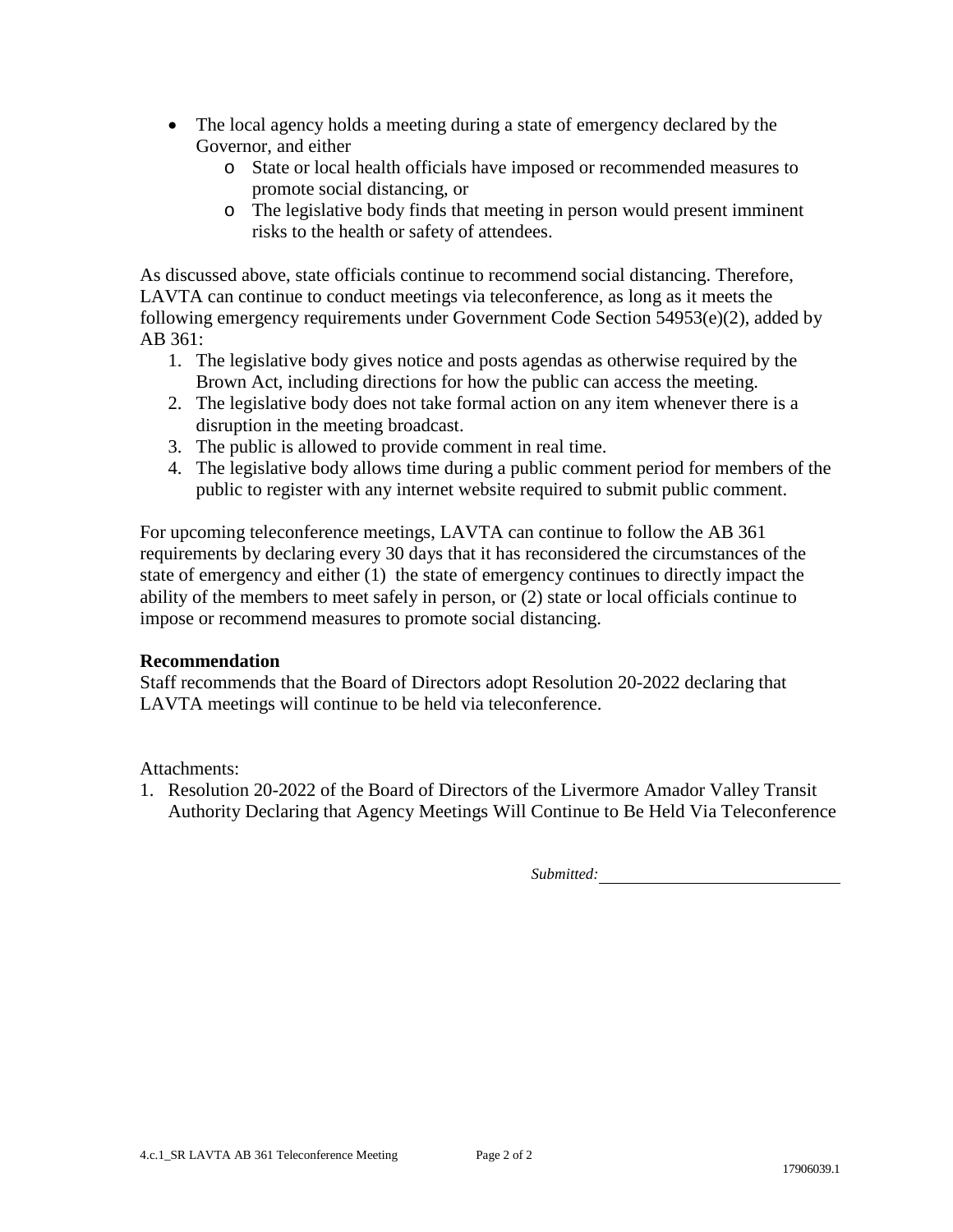- The local agency holds a meeting during a state of emergency declared by the Governor, and either
    - State or local health officials have imposed or recommended measures to promote social distancing, or
    - The legislative body finds that meeting in person would present imminent risks to the health or safety of attendees.

As discussed above, state officials continue to recommend social distancing. Therefore, LAVTA can continue to conduct meetings via teleconference, as long as it meets the following emergency requirements under Government Code Section 54953(e)(2), added by AB 361:

1. The legislative body gives notice and posts agendas as otherwise required by the Brown Act, including directions for how the public can access the meeting.
2. The legislative body does not take formal action on any item whenever there is a disruption in the meeting broadcast.
3. The public is allowed to provide comment in real time.
4. The legislative body allows time during a public comment period for members of the public to register with any internet website required to submit public comment.

For upcoming teleconference meetings, LAVTA can continue to follow the AB 361 requirements by declaring every 30 days that it has reconsidered the circumstances of the state of emergency and either (1) the state of emergency continues to directly impact the ability of the members to meet safely in person, or (2) state or local officials continue to impose or recommend measures to promote social distancing.

**Recommendation**

Staff recommends that the Board of Directors adopt Resolution 20-2022 declaring that LAVTA meetings will continue to be held via teleconference.

Attachments:

1. Resolution 20-2022 of the Board of Directors of the Livermore Amador Valley Transit Authority Declaring that Agency Meetings Will Continue to Be Held Via Teleconference

*Submitted:* ____________________________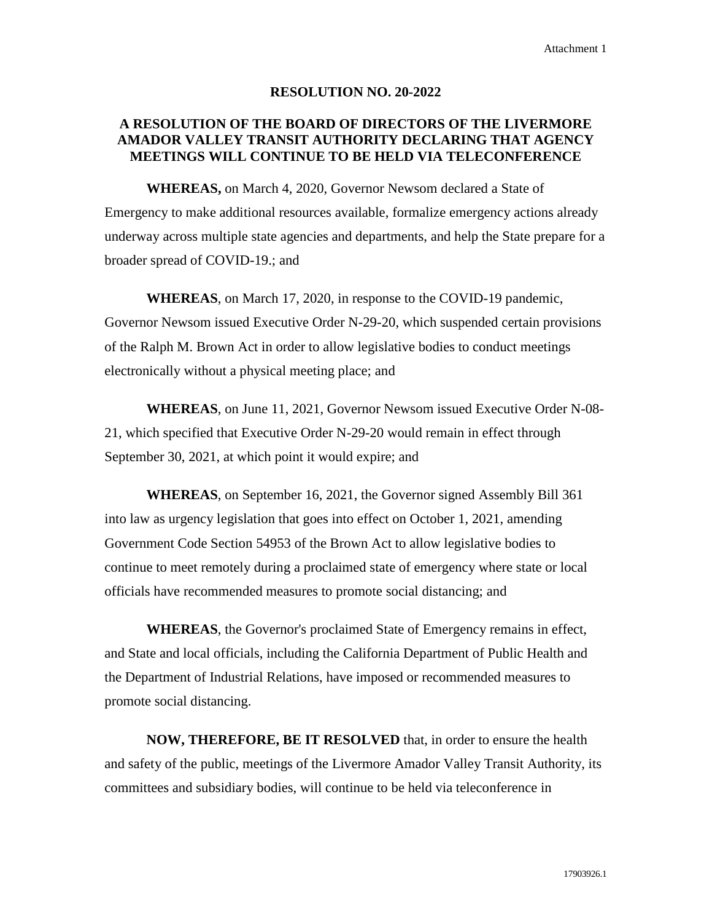Attachment 1

**RESOLUTION NO. 20-2022**

**A RESOLUTION OF THE BOARD OF DIRECTORS OF THE LIVERMORE AMADOR VALLEY TRANSIT AUTHORITY DECLARING THAT AGENCY MEETINGS WILL CONTINUE TO BE HELD VIA TELECONFERENCE**

**WHEREAS,** on March 4, 2020, Governor Newsom declared a State of Emergency to make additional resources available, formalize emergency actions already underway across multiple state agencies and departments, and help the State prepare for a broader spread of COVID-19.; and

**WHEREAS**, on March 17, 2020, in response to the COVID-19 pandemic, Governor Newsom issued Executive Order N-29-20, which suspended certain provisions of the Ralph M. Brown Act in order to allow legislative bodies to conduct meetings electronically without a physical meeting place; and

**WHEREAS**, on June 11, 2021, Governor Newsom issued Executive Order N-08-21, which specified that Executive Order N-29-20 would remain in effect through September 30, 2021, at which point it would expire; and

**WHEREAS**, on September 16, 2021, the Governor signed Assembly Bill 361 into law as urgency legislation that goes into effect on October 1, 2021, amending Government Code Section 54953 of the Brown Act to allow legislative bodies to continue to meet remotely during a proclaimed state of emergency where state or local officials have recommended measures to promote social distancing; and

**WHEREAS**, the Governor's proclaimed State of Emergency remains in effect, and State and local officials, including the California Department of Public Health and the Department of Industrial Relations, have imposed or recommended measures to promote social distancing.

**NOW, THEREFORE, BE IT RESOLVED** that, in order to ensure the health and safety of the public, meetings of the Livermore Amador Valley Transit Authority, its committees and subsidiary bodies, will continue to be held via teleconference in

17903926.1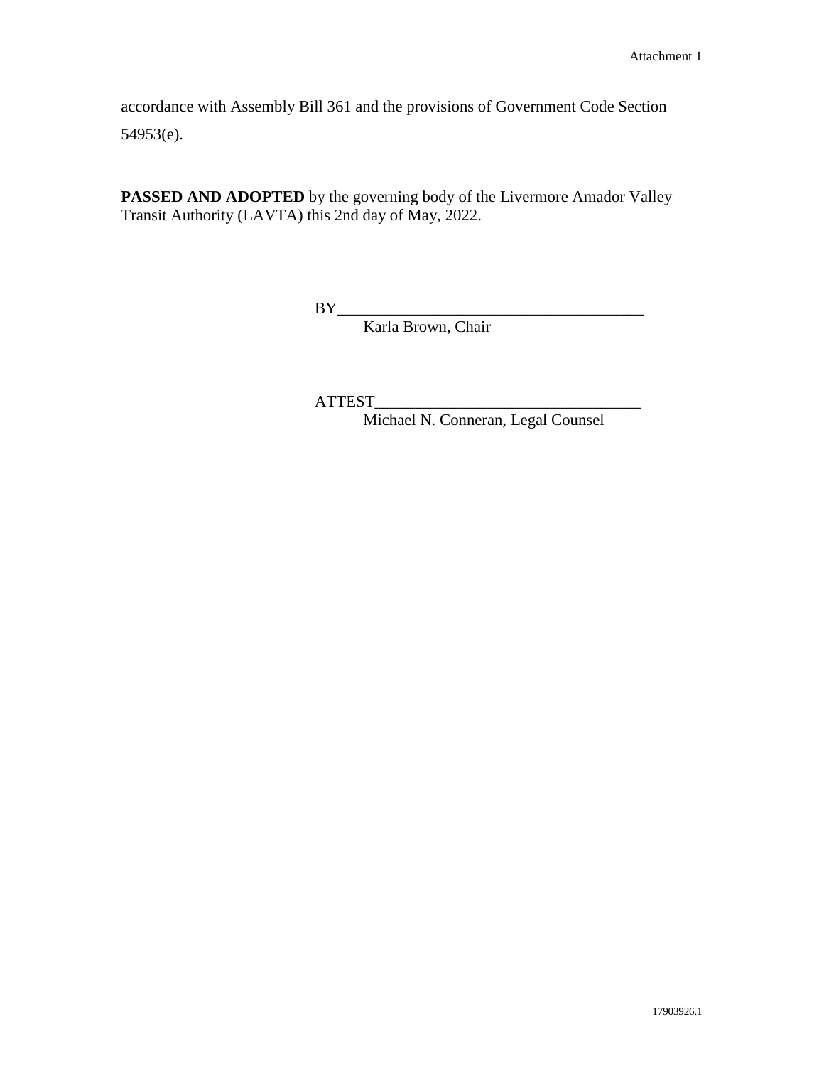accordance with Assembly Bill 361 and the provisions of Government Code Section 54953(e).

**PASSED AND ADOPTED** by the governing body of the Livermore Amador Valley Transit Authority (LAVTA) this 2nd day of May, 2022.

BY_______________________________________
Karla Brown, Chair

ATTEST__________________________________
Michael N. Conneran, Legal Counsel